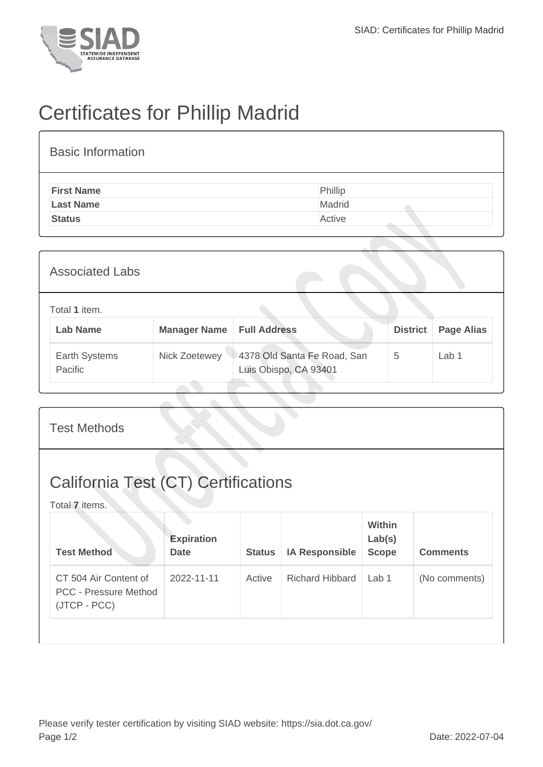# Certificates for Phillip Madrid

## Basic Information

| | |
|---|---|
| **First Name** | Phillip |
| **Last Name** | Madrid |
| **Status** | Active |

## Associated Labs

Total **1** item.

| Lab Name | Manager Name | Full Address | District | Page Alias |
|---|---|---|---|---|
| Earth Systems Pacific | Nick Zoetewey | 4378 Old Santa Fe Road, San Luis Obispo, CA 93401 | 5 | Lab 1 |

## Test Methods

## California Test (CT) Certifications

Total **7** items.

| Test Method | Expiration Date | Status | IA Responsible | Within Lab(s) Scope | Comments |
|---|---|---|---|---|---|
| CT 504 Air Content of PCC - Pressure Method (JTCP - PCC) | 2022-11-11 | Active | Richard Hibbard | Lab 1 | (No comments) |

Please verify tester certification by visiting SIAD website: https://sia.dot.ca.gov/

Date: 2022-07-04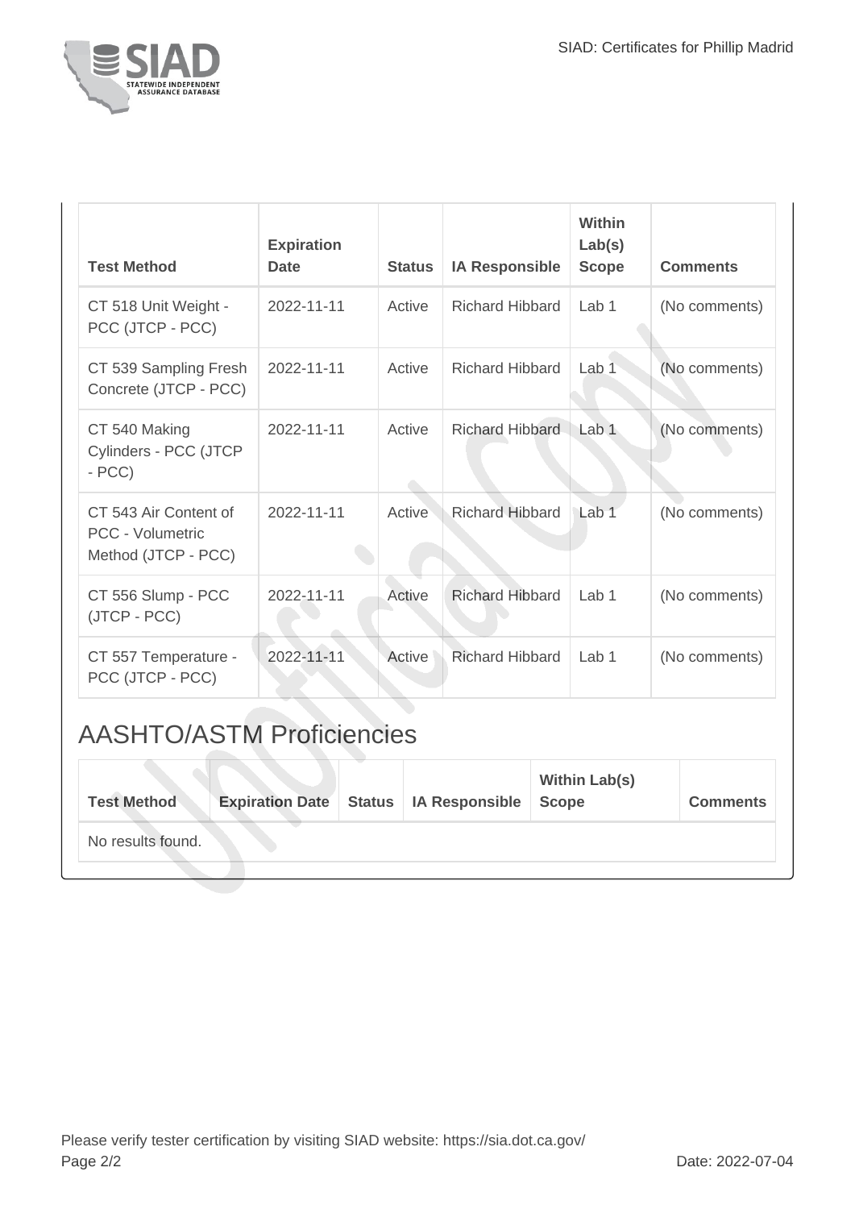| Test Method | Expiration Date | Status | IA Responsible | Within Lab(s) Scope | Comments |
|---|---|---|---|---|---|
| CT 518 Unit Weight - PCC (JTCP - PCC) | 2022-11-11 | Active | Richard Hibbard | Lab 1 | (No comments) |
| CT 539 Sampling Fresh Concrete (JTCP - PCC) | 2022-11-11 | Active | Richard Hibbard | Lab 1 | (No comments) |
| CT 540 Making Cylinders - PCC (JTCP - PCC) | 2022-11-11 | Active | Richard Hibbard | Lab 1 | (No comments) |
| CT 543 Air Content of PCC - Volumetric Method (JTCP - PCC) | 2022-11-11 | Active | Richard Hibbard | Lab 1 | (No comments) |
| CT 556 Slump - PCC (JTCP - PCC) | 2022-11-11 | Active | Richard Hibbard | Lab 1 | (No comments) |
| CT 557 Temperature - PCC (JTCP - PCC) | 2022-11-11 | Active | Richard Hibbard | Lab 1 | (No comments) |

## AASHTO/ASTM Proficiencies

| Test Method | Expiration Date | Status | IA Responsible | Within Lab(s) Scope | Comments |
|---|---|---|---|---|---|
| No results found. | | | | | |

Please verify tester certification by visiting SIAD website: https://sia.dot.ca.gov/

Date: 2022-07-04